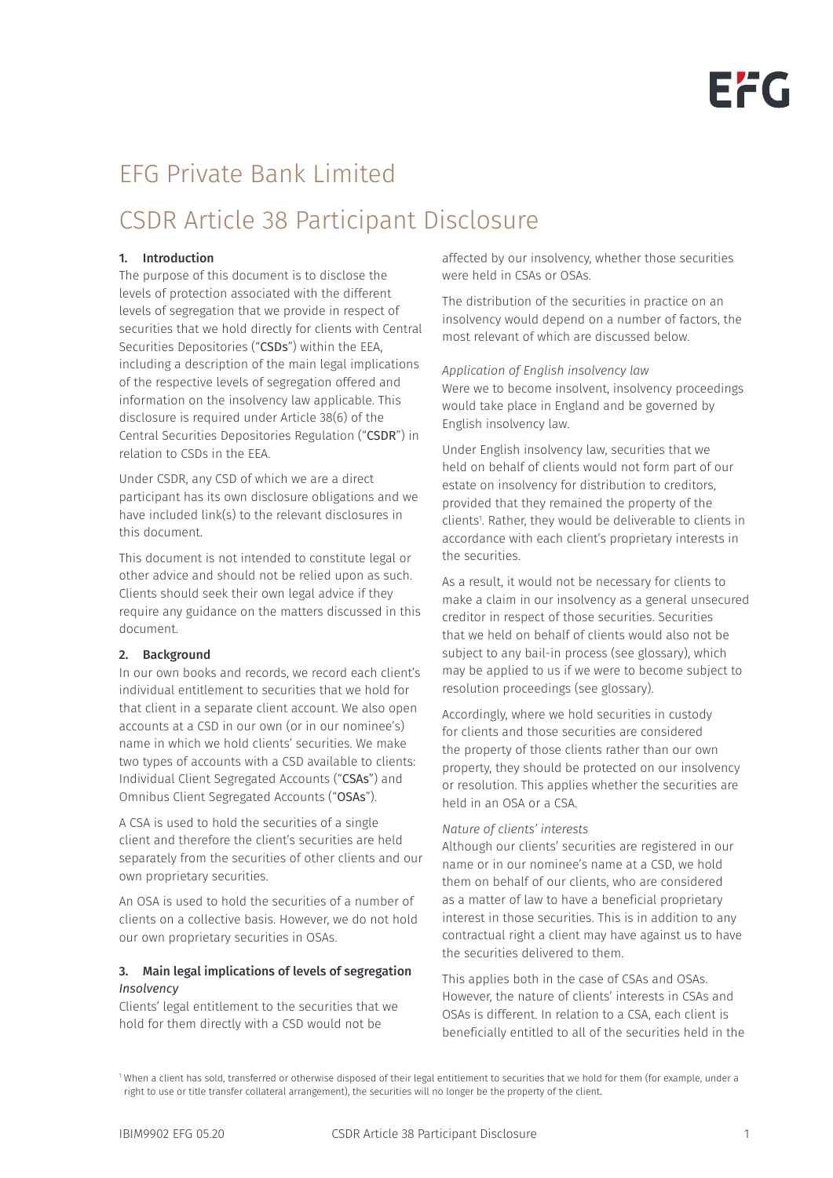# EFG Private Bank Limited

# CSDR Article 38 Participant Disclosure

## 1. Introduction

The purpose of this document is to disclose the levels of protection associated with the different levels of segregation that we provide in respect of securities that we hold directly for clients with Central Securities Depositories ("**CSDs**") within the EEA, including a description of the main legal implications of the respective levels of segregation offered and information on the insolvency law applicable. This disclosure is required under Article 38(6) of the Central Securities Depositories Regulation ("**CSDR**") in relation to CSDs in the EEA.

Under CSDR, any CSD of which we are a direct participant has its own disclosure obligations and we have included link(s) to the relevant disclosures in this document.

This document is not intended to constitute legal or other advice and should not be relied upon as such. Clients should seek their own legal advice if they require any guidance on the matters discussed in this document.

## 2. Background

In our own books and records, we record each client's individual entitlement to securities that we hold for that client in a separate client account. We also open accounts at a CSD in our own (or in our nominee's) name in which we hold clients' securities. We make two types of accounts with a CSD available to clients: Individual Client Segregated Accounts ("**CSAs**") and Omnibus Client Segregated Accounts ("**OSAs**").

A CSA is used to hold the securities of a single client and therefore the client's securities are held separately from the securities of other clients and our own proprietary securities.

An OSA is used to hold the securities of a number of clients on a collective basis. However, we do not hold our own proprietary securities in OSAs.

## 3. Main legal implications of levels of segregation

*Insolvency*

Clients' legal entitlement to the securities that we hold for them directly with a CSD would not be affected by our insolvency, whether those securities were held in CSAs or OSAs.

The distribution of the securities in practice on an insolvency would depend on a number of factors, the most relevant of which are discussed below.

*Application of English insolvency law*

Were we to become insolvent, insolvency proceedings would take place in England and be governed by English insolvency law.

Under English insolvency law, securities that we held on behalf of clients would not form part of our estate on insolvency for distribution to creditors, provided that they remained the property of the clients[1]. Rather, they would be deliverable to clients in accordance with each client's proprietary interests in the securities.

As a result, it would not be necessary for clients to make a claim in our insolvency as a general unsecured creditor in respect of those securities. Securities that we held on behalf of clients would also not be subject to any bail-in process (see glossary), which may be applied to us if we were to become subject to resolution proceedings (see glossary).

Accordingly, where we hold securities in custody for clients and those securities are considered the property of those clients rather than our own property, they should be protected on our insolvency or resolution. This applies whether the securities are held in an OSA or a CSA.

*Nature of clients' interests*

Although our clients' securities are registered in our name or in our nominee's name at a CSD, we hold them on behalf of our clients, who are considered as a matter of law to have a beneficial proprietary interest in those securities. This is in addition to any contractual right a client may have against us to have the securities delivered to them.

This applies both in the case of CSAs and OSAs. However, the nature of clients' interests in CSAs and OSAs is different. In relation to a CSA, each client is beneficially entitled to all of the securities held in the

[1] When a client has sold, transferred or otherwise disposed of their legal entitlement to securities that we hold for them (for example, under a right to use or title transfer collateral arrangement), the securities will no longer be the property of the client.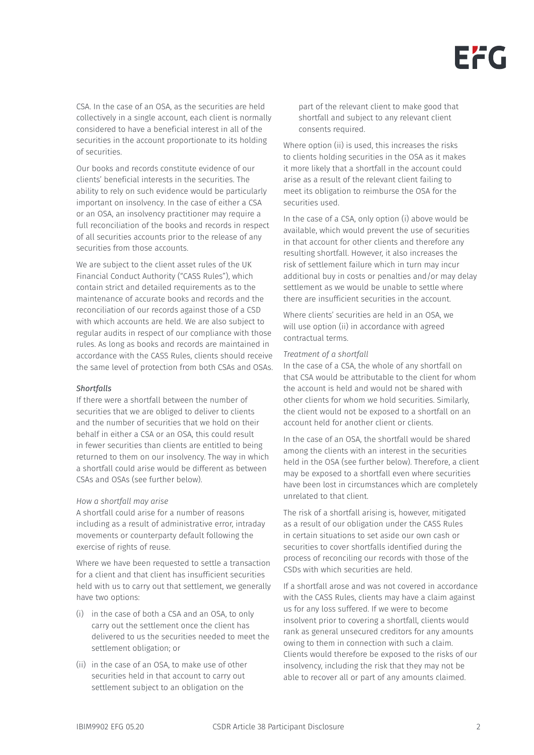CSA. In the case of an OSA, as the securities are held collectively in a single account, each client is normally considered to have a beneficial interest in all of the securities in the account proportionate to its holding of securities.

Our books and records constitute evidence of our clients' beneficial interests in the securities. The ability to rely on such evidence would be particularly important on insolvency. In the case of either a CSA or an OSA, an insolvency practitioner may require a full reconciliation of the books and records in respect of all securities accounts prior to the release of any securities from those accounts.

We are subject to the client asset rules of the UK Financial Conduct Authority ("CASS Rules"), which contain strict and detailed requirements as to the maintenance of accurate books and records and the reconciliation of our records against those of a CSD with which accounts are held. We are also subject to regular audits in respect of our compliance with those rules. As long as books and records are maintained in accordance with the CASS Rules, clients should receive the same level of protection from both CSAs and OSAs.

### *Shortfalls*

If there were a shortfall between the number of securities that we are obliged to deliver to clients and the number of securities that we hold on their behalf in either a CSA or an OSA, this could result in fewer securities than clients are entitled to being returned to them on our insolvency. The way in which a shortfall could arise would be different as between CSAs and OSAs (see further below).

#### *How a shortfall may arise*

A shortfall could arise for a number of reasons including as a result of administrative error, intraday movements or counterparty default following the exercise of rights of reuse.

Where we have been requested to settle a transaction for a client and that client has insufficient securities held with us to carry out that settlement, we generally have two options:

(i) in the case of both a CSA and an OSA, to only carry out the settlement once the client has delivered to us the securities needed to meet the settlement obligation; or

(ii) in the case of an OSA, to make use of other securities held in that account to carry out settlement subject to an obligation on the part of the relevant client to make good that shortfall and subject to any relevant client consents required.

Where option (ii) is used, this increases the risks to clients holding securities in the OSA as it makes it more likely that a shortfall in the account could arise as a result of the relevant client failing to meet its obligation to reimburse the OSA for the securities used.

In the case of a CSA, only option (i) above would be available, which would prevent the use of securities in that account for other clients and therefore any resulting shortfall. However, it also increases the risk of settlement failure which in turn may incur additional buy in costs or penalties and/or may delay settlement as we would be unable to settle where there are insufficient securities in the account.

Where clients' securities are held in an OSA, we will use option (ii) in accordance with agreed contractual terms.

#### *Treatment of a shortfall*

In the case of a CSA, the whole of any shortfall on that CSA would be attributable to the client for whom the account is held and would not be shared with other clients for whom we hold securities. Similarly, the client would not be exposed to a shortfall on an account held for another client or clients.

In the case of an OSA, the shortfall would be shared among the clients with an interest in the securities held in the OSA (see further below). Therefore, a client may be exposed to a shortfall even where securities have been lost in circumstances which are completely unrelated to that client.

The risk of a shortfall arising is, however, mitigated as a result of our obligation under the CASS Rules in certain situations to set aside our own cash or securities to cover shortfalls identified during the process of reconciling our records with those of the CSDs with which securities are held.

If a shortfall arose and was not covered in accordance with the CASS Rules, clients may have a claim against us for any loss suffered. If we were to become insolvent prior to covering a shortfall, clients would rank as general unsecured creditors for any amounts owing to them in connection with such a claim. Clients would therefore be exposed to the risks of our insolvency, including the risk that they may not be able to recover all or part of any amounts claimed.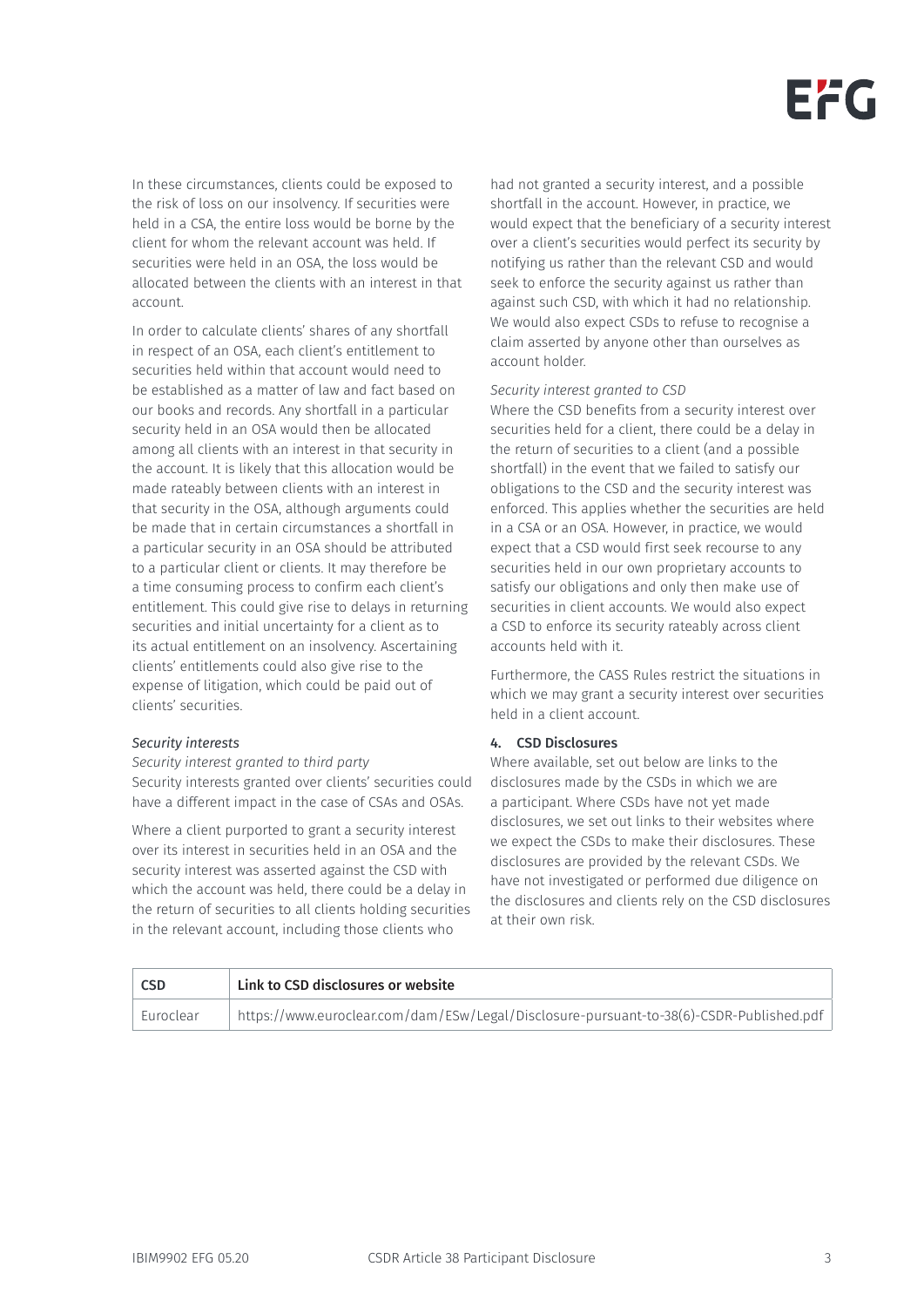In these circumstances, clients could be exposed to the risk of loss on our insolvency. If securities were held in a CSA, the entire loss would be borne by the client for whom the relevant account was held. If securities were held in an OSA, the loss would be allocated between the clients with an interest in that account.

In order to calculate clients' shares of any shortfall in respect of an OSA, each client's entitlement to securities held within that account would need to be established as a matter of law and fact based on our books and records. Any shortfall in a particular security held in an OSA would then be allocated among all clients with an interest in that security in the account. It is likely that this allocation would be made rateably between clients with an interest in that security in the OSA, although arguments could be made that in certain circumstances a shortfall in a particular security in an OSA should be attributed to a particular client or clients. It may therefore be a time consuming process to confirm each client's entitlement. This could give rise to delays in returning securities and initial uncertainty for a client as to its actual entitlement on an insolvency. Ascertaining clients' entitlements could also give rise to the expense of litigation, which could be paid out of clients' securities.

*Security interests*

*Security interest granted to third party*

Security interests granted over clients' securities could have a different impact in the case of CSAs and OSAs.

Where a client purported to grant a security interest over its interest in securities held in an OSA and the security interest was asserted against the CSD with which the account was held, there could be a delay in the return of securities to all clients holding securities in the relevant account, including those clients who had not granted a security interest, and a possible shortfall in the account. However, in practice, we would expect that the beneficiary of a security interest over a client's securities would perfect its security by notifying us rather than the relevant CSD and would seek to enforce the security against us rather than against such CSD, with which it had no relationship. We would also expect CSDs to refuse to recognise a claim asserted by anyone other than ourselves as account holder.

*Security interest granted to CSD*

Where the CSD benefits from a security interest over securities held for a client, there could be a delay in the return of securities to a client (and a possible shortfall) in the event that we failed to satisfy our obligations to the CSD and the security interest was enforced. This applies whether the securities are held in a CSA or an OSA. However, in practice, we would expect that a CSD would first seek recourse to any securities held in our own proprietary accounts to satisfy our obligations and only then make use of securities in client accounts. We would also expect a CSD to enforce its security rateably across client accounts held with it.

Furthermore, the CASS Rules restrict the situations in which we may grant a security interest over securities held in a client account.

## 4. CSD Disclosures

Where available, set out below are links to the disclosures made by the CSDs in which we are a participant. Where CSDs have not yet made disclosures, we set out links to their websites where we expect the CSDs to make their disclosures. These disclosures are provided by the relevant CSDs. We have not investigated or performed due diligence on the disclosures and clients rely on the CSD disclosures at their own risk.

| CSD | Link to CSD disclosures or website |
| --- | --- |
| Euroclear | https://www.euroclear.com/dam/ESw/Legal/Disclosure-pursuant-to-38(6)-CSDR-Published.pdf |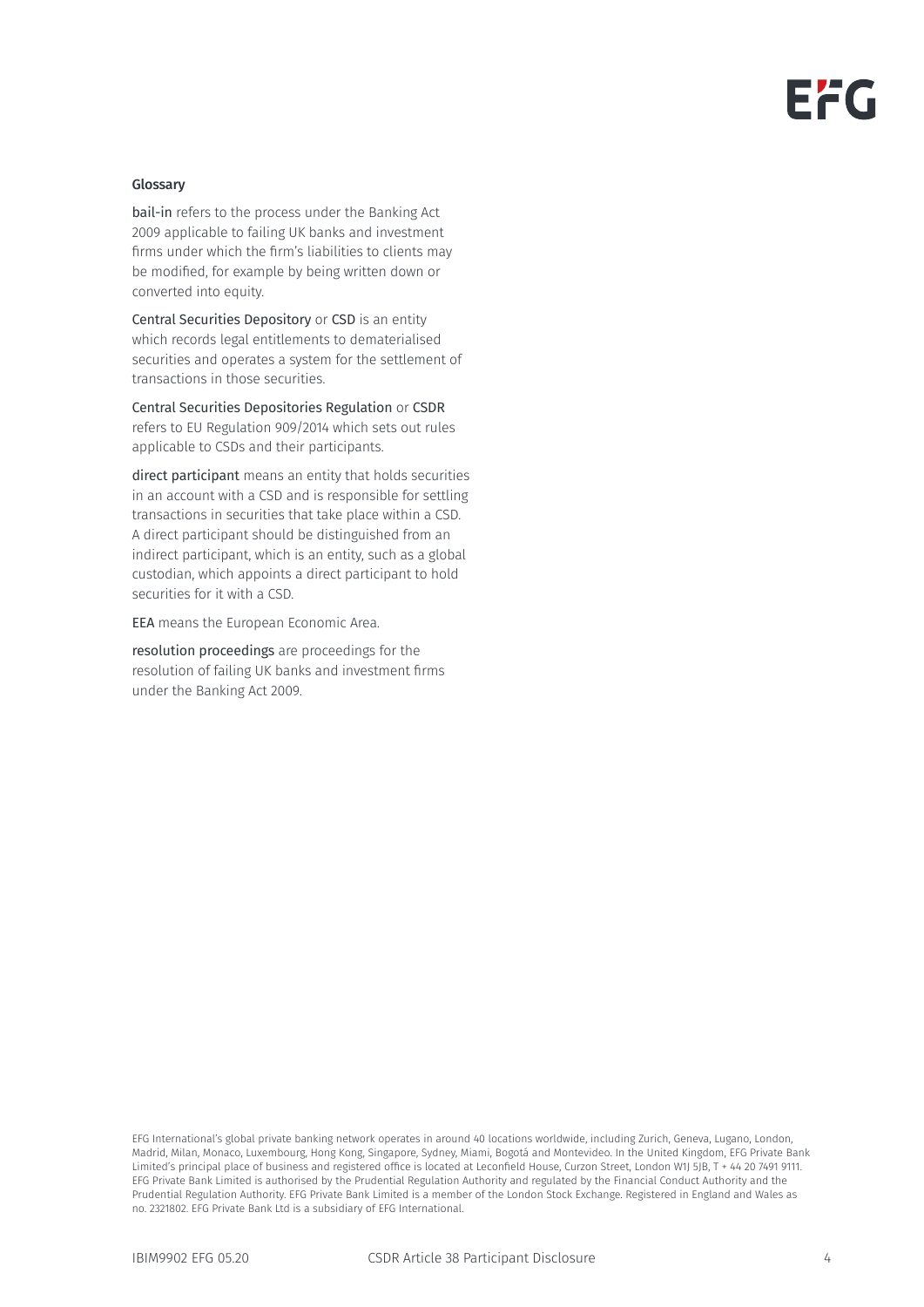## Glossary

**bail-in** refers to the process under the Banking Act 2009 applicable to failing UK banks and investment firms under which the firm's liabilities to clients may be modified, for example by being written down or converted into equity.

**Central Securities Depository** or **CSD** is an entity which records legal entitlements to dematerialised securities and operates a system for the settlement of transactions in those securities.

**Central Securities Depositories Regulation** or **CSDR** refers to EU Regulation 909/2014 which sets out rules applicable to CSDs and their participants.

**direct participant** means an entity that holds securities in an account with a CSD and is responsible for settling transactions in securities that take place within a CSD. A direct participant should be distinguished from an indirect participant, which is an entity, such as a global custodian, which appoints a direct participant to hold securities for it with a CSD.

**EEA** means the European Economic Area.

**resolution proceedings** are proceedings for the resolution of failing UK banks and investment firms under the Banking Act 2009.

EFG International's global private banking network operates in around 40 locations worldwide, including Zurich, Geneva, Lugano, London, Madrid, Milan, Monaco, Luxembourg, Hong Kong, Singapore, Sydney, Miami, Bogotá and Montevideo. In the United Kingdom, EFG Private Bank Limited's principal place of business and registered office is located at Leconfield House, Curzon Street, London W1J 5JB, T + 44 20 7491 9111. EFG Private Bank Limited is authorised by the Prudential Regulation Authority and regulated by the Financial Conduct Authority and the Prudential Regulation Authority. EFG Private Bank Limited is a member of the London Stock Exchange. Registered in England and Wales as no. 2321802. EFG Private Bank Ltd is a subsidiary of EFG International.

IBIM9902 EFG 05.20